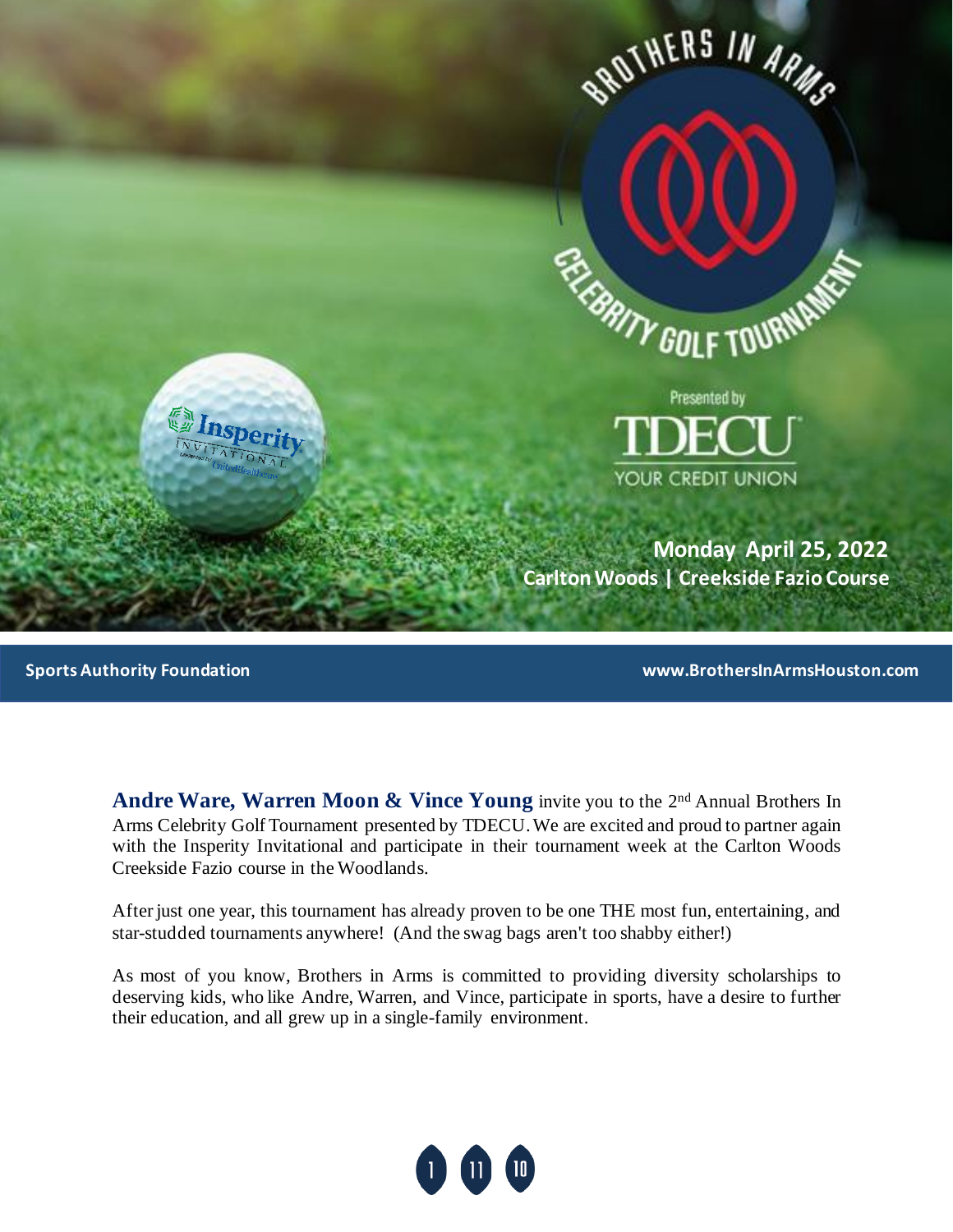# Brothers In Arms Celebrity Golf Tournament

Presented by **TDECU** YOUR CREDIT UNION

**Monday April 25, 2022**
**Carlton Woods | Creekside Fazio Course**

**Sports Authority Foundation** — **www.BrothersInArmsHouston.com**

**Andre Ware, Warren Moon & Vince Young** invite you to the 2nd Annual Brothers In Arms Celebrity Golf Tournament presented by TDECU. We are excited and proud to partner again with the Insperity Invitational and participate in their tournament week at the Carlton Woods Creekside Fazio course in the Woodlands.

After just one year, this tournament has already proven to be one THE most fun, entertaining, and star-studded tournaments anywhere! (And the swag bags aren't too shabby either!)

As most of you know, Brothers in Arms is committed to providing diversity scholarships to deserving kids, who like Andre, Warren, and Vince, participate in sports, have a desire to further their education, and all grew up in a single-family environment.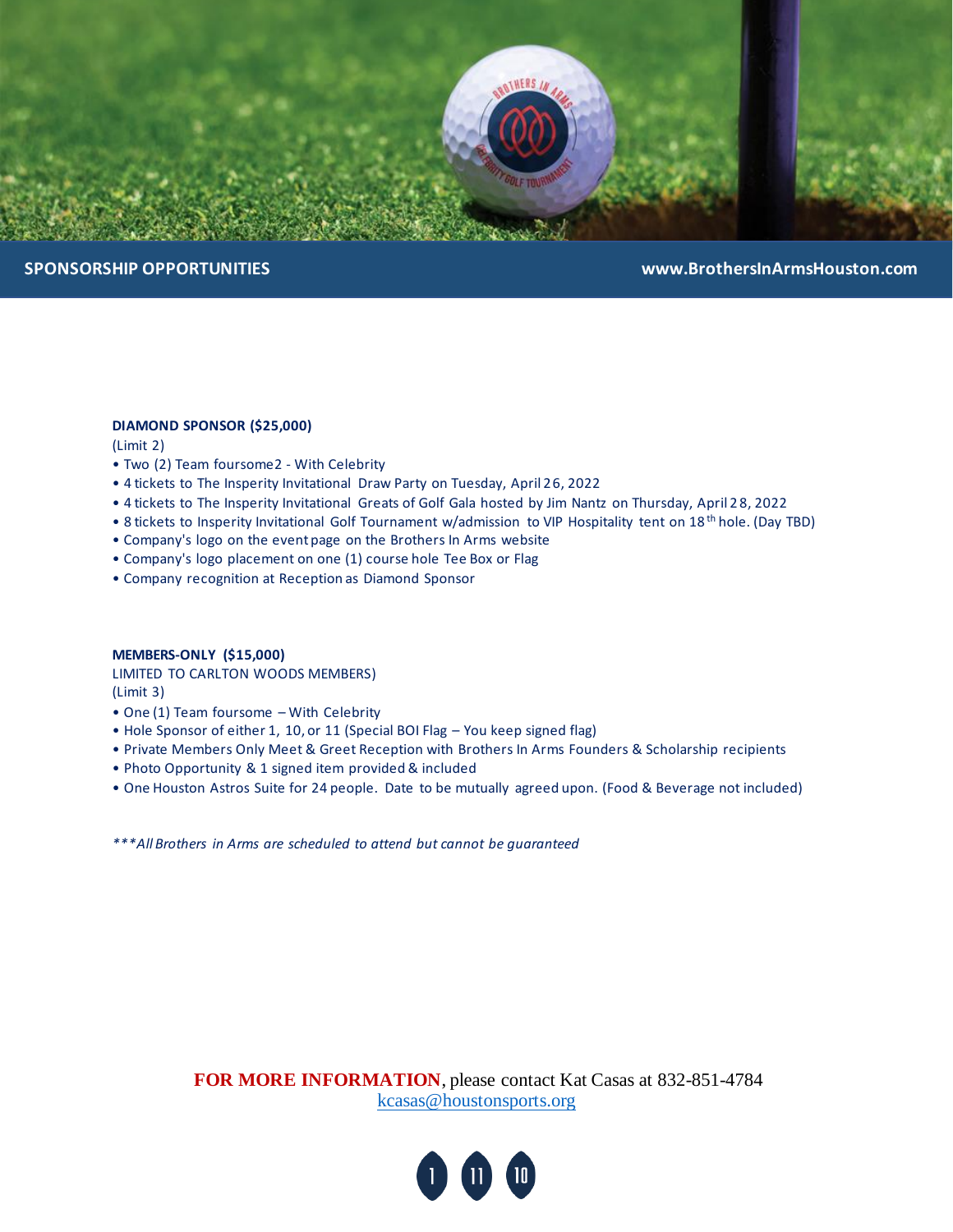**SPONSORSHIP OPPORTUNITIES** **www.BrothersInArmsHouston.com**

**DIAMOND SPONSOR ($25,000)**

(Limit 2)

- Two (2) Team foursome2 - With Celebrity
- 4 tickets to The Insperity Invitational Draw Party on Tuesday, April 26, 2022
- 4 tickets to The Insperity Invitational Greats of Golf Gala hosted by Jim Nantz on Thursday, April 28, 2022
- 8 tickets to Insperity Invitational Golf Tournament w/admission to VIP Hospitality tent on 18th hole. (Day TBD)
- Company's logo on the event page on the Brothers In Arms website
- Company's logo placement on one (1) course hole Tee Box or Flag
- Company recognition at Reception as Diamond Sponsor

**MEMBERS-ONLY ($15,000)**

LIMITED TO CARLTON WOODS MEMBERS)

(Limit 3)

- One (1) Team foursome – With Celebrity
- Hole Sponsor of either 1, 10, or 11 (Special BOI Flag – You keep signed flag)
- Private Members Only Meet & Greet Reception with Brothers In Arms Founders & Scholarship recipients
- Photo Opportunity & 1 signed item provided & included
- One Houston Astros Suite for 24 people. Date to be mutually agreed upon. (Food & Beverage not included)

****All Brothers in Arms are scheduled to attend but cannot be guaranteed*

**FOR MORE INFORMATION**, please contact Kat Casas at 832-851-4784
kcasas@houstonsports.org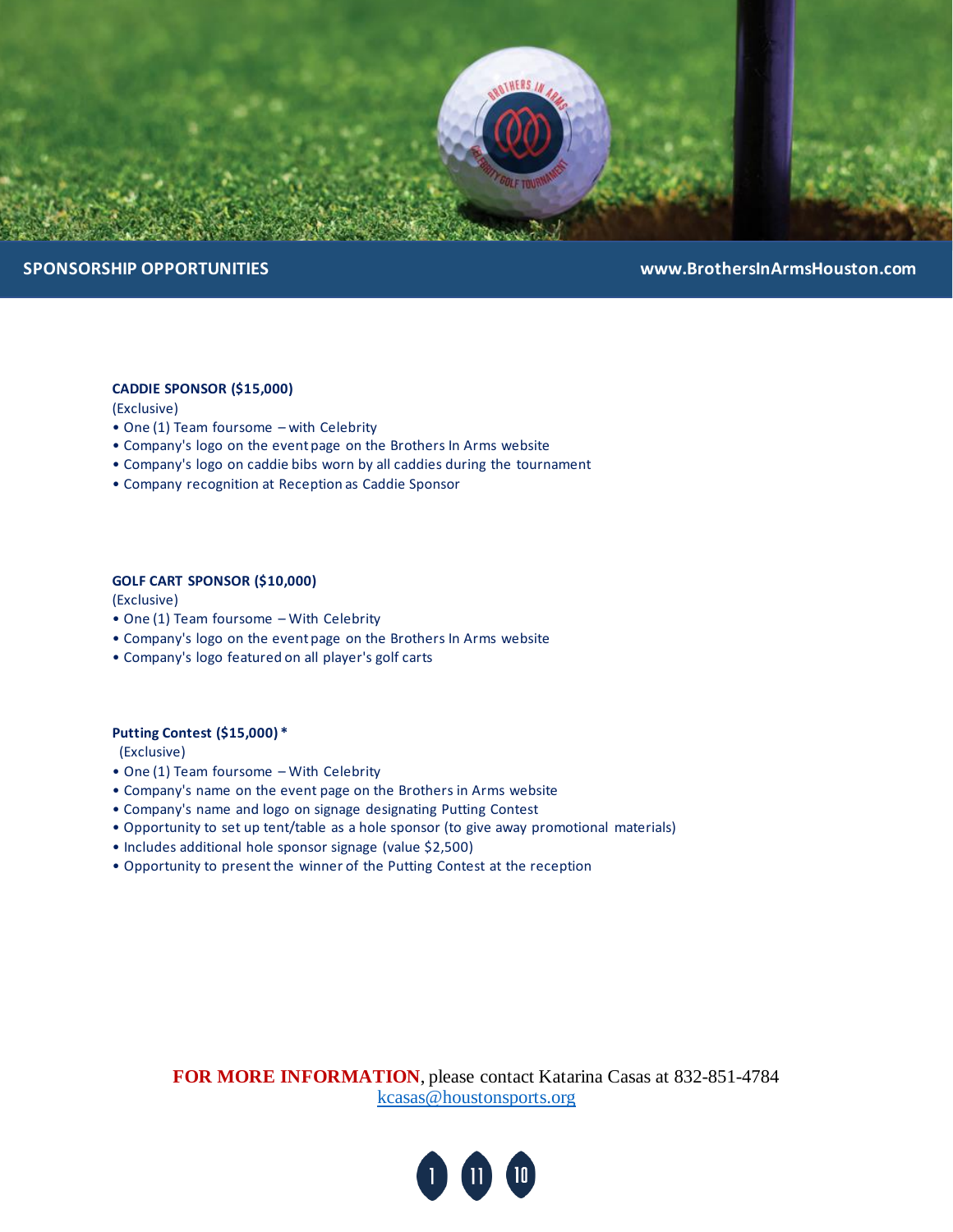**SPONSORSHIP OPPORTUNITIES** | **www.BrothersInArmsHouston.com**

### CADDIE SPONSOR ($15,000)

(Exclusive)

- One (1) Team foursome – with Celebrity
- Company's logo on the event page on the Brothers In Arms website
- Company's logo on caddie bibs worn by all caddies during the tournament
- Company recognition at Reception as Caddie Sponsor

### GOLF CART SPONSOR ($10,000)

(Exclusive)

- One (1) Team foursome – With Celebrity
- Company's logo on the event page on the Brothers In Arms website
- Company's logo featured on all player's golf carts

### Putting Contest ($15,000) *

(Exclusive)

- One (1) Team foursome – With Celebrity
- Company's name on the event page on the Brothers in Arms website
- Company's name and logo on signage designating Putting Contest
- Opportunity to set up tent/table as a hole sponsor (to give away promotional materials)
- Includes additional hole sponsor signage (value $2,500)
- Opportunity to present the winner of the Putting Contest at the reception

**FOR MORE INFORMATION**, please contact Katarina Casas at 832-851-4784
kcasas@houstonsports.org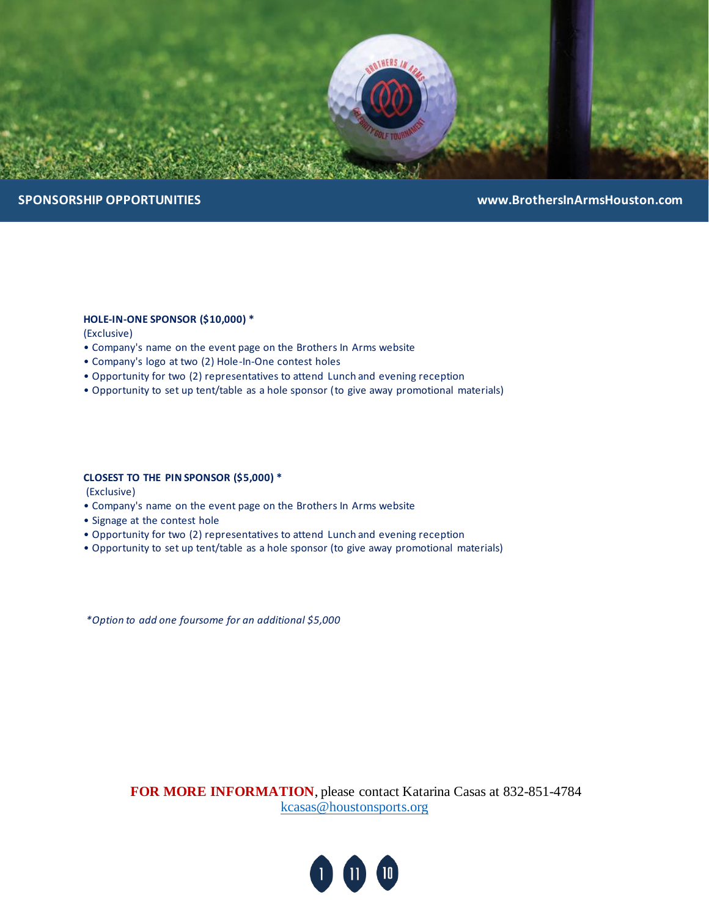**SPONSORSHIP OPPORTUNITIES** **www.BrothersInArmsHouston.com**

### HOLE-IN-ONE SPONSOR ($10,000) *

(Exclusive)

- Company's name on the event page on the Brothers In Arms website
- Company's logo at two (2) Hole-In-One contest holes
- Opportunity for two (2) representatives to attend Lunch and evening reception
- Opportunity to set up tent/table as a hole sponsor (to give away promotional materials)

### CLOSEST TO THE PIN SPONSOR ($5,000) *

(Exclusive)

- Company's name on the event page on the Brothers In Arms website
- Signage at the contest hole
- Opportunity for two (2) representatives to attend Lunch and evening reception
- Opportunity to set up tent/table as a hole sponsor (to give away promotional materials)

*\*Option to add one foursome for an additional $5,000*

**FOR MORE INFORMATION**, please contact Katarina Casas at 832-851-4784
kcasas@houstonsports.org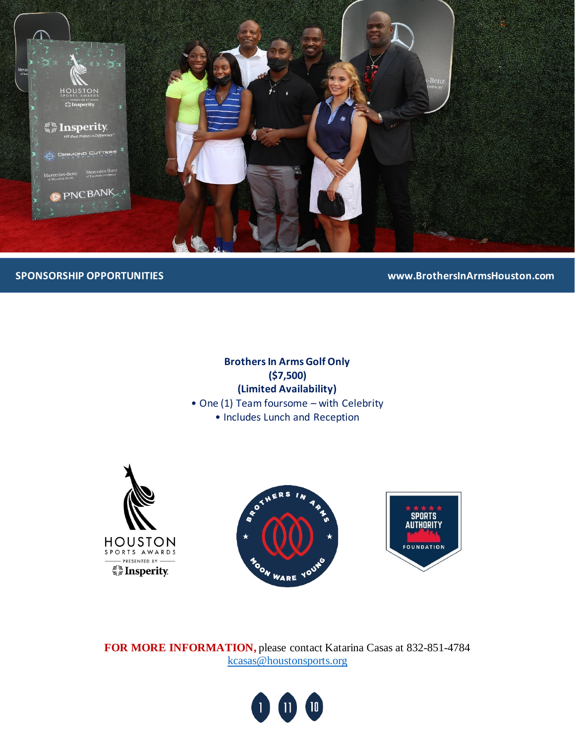**SPONSORSHIP OPPORTUNITIES** **www.BrothersInArmsHouston.com**

**Brothers In Arms Golf Only**
**($7,500)**
**(Limited Availability)**

- One (1) Team foursome – with Celebrity
- Includes Lunch and Reception

**FOR MORE INFORMATION,** please contact Katarina Casas at 832-851-4784
kcasas@houstonsports.org